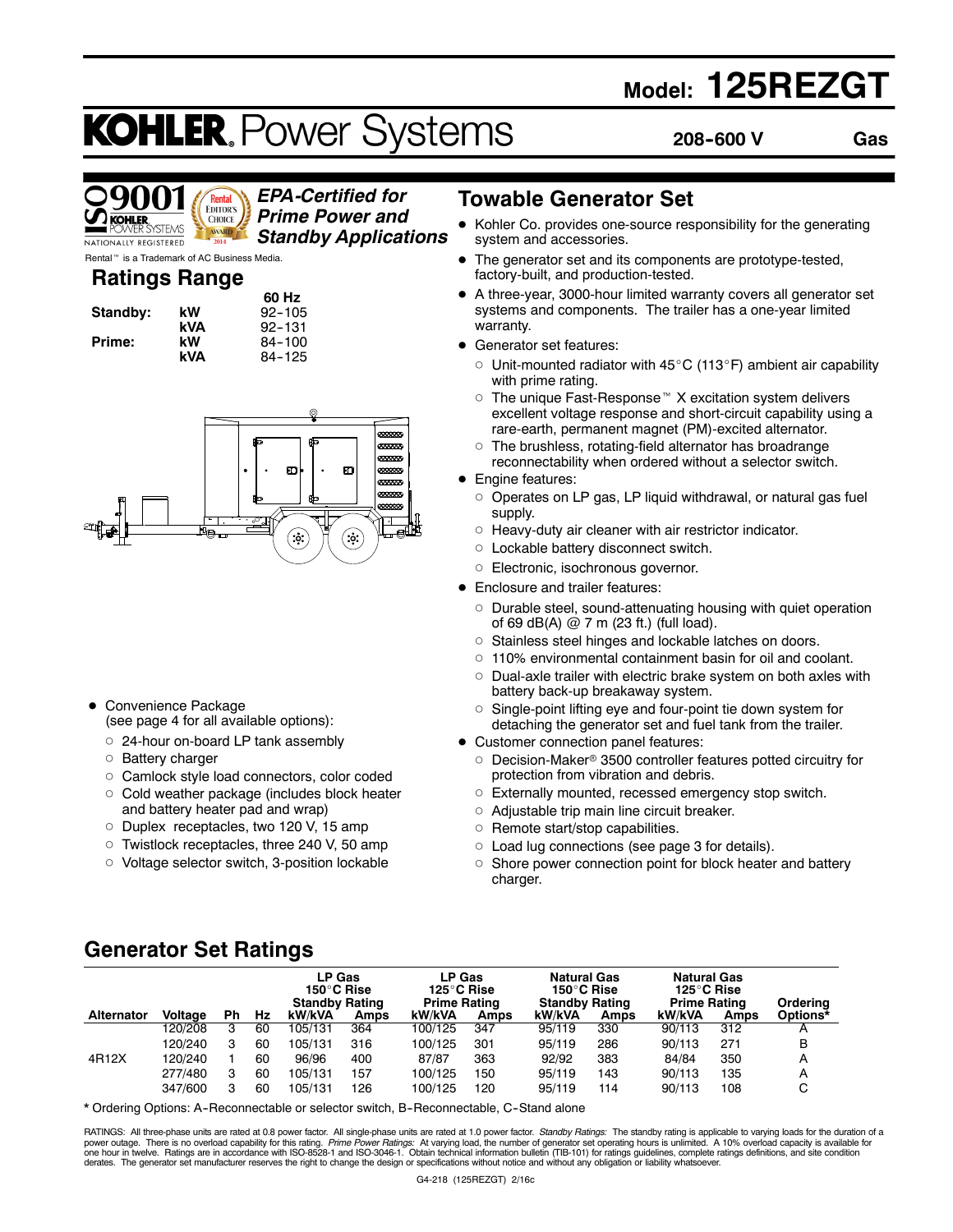# Model: 125REZGT

**KOHLER. Power Systems**

**208-600 V** **Gas**

ISO 9001 KOHLER POWER SYSTEMS NATIONALLY REGISTERED

Rental Editor's Choice Award 2014

***EPA-Certified for Prime Power and Standby Applications***

Rental™ is a Trademark of AC Business Media.

## Ratings Range

| | | 60 Hz |
|---|---|---|
| **Standby:** | **kW** | 92-105 |
| | **kVA** | 92-131 |
| **Prime:** | **kW** | 84-100 |
| | **kVA** | 84-125 |

- Convenience Package (see page 4 for all available options):
  - 24-hour on-board LP tank assembly
  - Battery charger
  - Camlock style load connectors, color coded
  - Cold weather package (includes block heater and battery heater pad and wrap)
  - Duplex receptacles, two 120 V, 15 amp
  - Twistlock receptacles, three 240 V, 50 amp
  - Voltage selector switch, 3-position lockable

## Towable Generator Set

- Kohler Co. provides one-source responsibility for the generating system and accessories.
- The generator set and its components are prototype-tested, factory-built, and production-tested.
- A three-year, 3000-hour limited warranty covers all generator set systems and components. The trailer has a one-year limited warranty.
- Generator set features:
  - Unit-mounted radiator with 45°C (113°F) ambient air capability with prime rating.
  - The unique Fast-Response™ X excitation system delivers excellent voltage response and short-circuit capability using a rare-earth, permanent magnet (PM)-excited alternator.
  - The brushless, rotating-field alternator has broadrange reconnectability when ordered without a selector switch.
- Engine features:
  - Operates on LP gas, LP liquid withdrawal, or natural gas fuel supply.
  - Heavy-duty air cleaner with air restrictor indicator.
  - Lockable battery disconnect switch.
  - Electronic, isochronous governor.
- Enclosure and trailer features:
  - Durable steel, sound-attenuating housing with quiet operation of 69 dB(A) @ 7 m (23 ft.) (full load).
  - Stainless steel hinges and lockable latches on doors.
  - 110% environmental containment basin for oil and coolant.
  - Dual-axle trailer with electric brake system on both axles with battery back-up breakaway system.
  - Single-point lifting eye and four-point tie down system for detaching the generator set and fuel tank from the trailer.
- Customer connection panel features:
  - Decision-Maker® 3500 controller features potted circuitry for protection from vibration and debris.
  - Externally mounted, recessed emergency stop switch.
  - Adjustable trip main line circuit breaker.
  - Remote start/stop capabilities.
  - Load lug connections (see page 3 for details).
  - Shore power connection point for block heater and battery charger.

## Generator Set Ratings

| | | | | LP Gas 150°C Rise Standby Rating | | LP Gas 125°C Rise Prime Rating | | Natural Gas 150°C Rise Standby Rating | | Natural Gas 125°C Rise Prime Rating | | |
|---|---|---|---|---|---|---|---|---|---|---|---|---|
| **Alternator** | **Voltage** | **Ph** | **Hz** | **kW/kVA** | **Amps** | **kW/kVA** | **Amps** | **kW/kVA** | **Amps** | **kW/kVA** | **Amps** | **Ordering Options*** |
| 4R12X | 120/208 | 3 | 60 | 105/131 | 364 | 100/125 | 347 | 95/119 | 330 | 90/113 | 312 | A |
| | 120/240 | 3 | 60 | 105/131 | 316 | 100/125 | 301 | 95/119 | 286 | 90/113 | 271 | B |
| | 120/240 | 1 | 60 | 96/96 | 400 | 87/87 | 363 | 92/92 | 383 | 84/84 | 350 | A |
| | 277/480 | 3 | 60 | 105/131 | 157 | 100/125 | 150 | 95/119 | 143 | 90/113 | 135 | A |
| | 347/600 | 3 | 60 | 105/131 | 126 | 100/125 | 120 | 95/119 | 114 | 90/113 | 108 | C |

\* Ordering Options: A-Reconnectable or selector switch, B-Reconnectable, C-Stand alone

RATINGS: All three-phase units are rated at 0.8 power factor. All single-phase units are rated at 1.0 power factor. *Standby Ratings:* The standby rating is applicable to varying loads for the duration of a power outage. There is no overload capability for this rating. *Prime Power Ratings:* At varying load, the number of generator set operating hours is unlimited. A 10% overload capacity is available for one hour in twelve. Ratings are in accordance with ISO-8528-1 and ISO-3046-1. Obtain technical information bulletin (TIB-101) for ratings guidelines, complete ratings definitions, and site condition derates. The generator set manufacturer reserves the right to change the design or specifications without notice and without any obligation or liability whatsoever.

G4-218 (125REZGT) 2/16c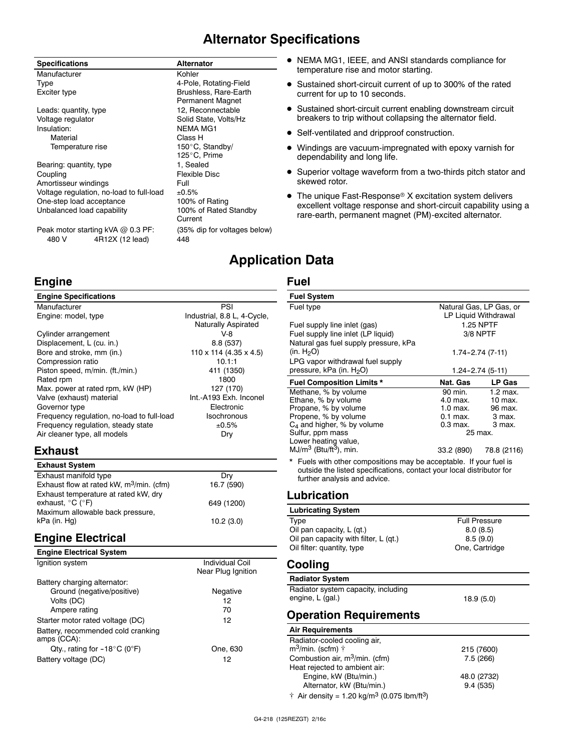# Alternator Specifications

| Specifications | Alternator |
|---|---|
| Manufacturer | Kohler |
| Type | 4-Pole, Rotating-Field |
| Exciter type | Brushless, Rare-Earth Permanent Magnet |
| Leads: quantity, type | 12, Reconnectable |
| Voltage regulator | Solid State, Volts/Hz |
| Insulation: | NEMA MG1 |
| Material | Class H |
| Temperature rise | 150°C, Standby/ 125°C, Prime |
| Bearing: quantity, type | 1, Sealed |
| Coupling | Flexible Disc |
| Amortisseur windings | Full |
| Voltage regulation, no-load to full-load | ±0.5% |
| One-step load acceptance | 100% of Rating |
| Unbalanced load capability | 100% of Rated Standby Current |
| Peak motor starting kVA @ 0.3 PF: | (35% dip for voltages below) |
| 480 V 4R12X (12 lead) | 448 |

- NEMA MG1, IEEE, and ANSI standards compliance for temperature rise and motor starting.
- Sustained short-circuit current of up to 300% of the rated current for up to 10 seconds.
- Sustained short-circuit current enabling downstream circuit breakers to trip without collapsing the alternator field.
- Self-ventilated and dripproof construction.
- Windings are vacuum-impregnated with epoxy varnish for dependability and long life.
- Superior voltage waveform from a two-thirds pitch stator and skewed rotor.
- The unique Fast-Response® X excitation system delivers excellent voltage response and short-circuit capability using a rare-earth, permanent magnet (PM)-excited alternator.

# Application Data

## Engine

| Engine Specifications | |
|---|---|
| Manufacturer | PSI |
| Engine: model, type | Industrial, 8.8 L, 4-Cycle, Naturally Aspirated |
| Cylinder arrangement | V-8 |
| Displacement, L (cu. in.) | 8.8 (537) |
| Bore and stroke, mm (in.) | 110 x 114 (4.35 x 4.5) |
| Compression ratio | 10.1:1 |
| Piston speed, m/min. (ft./min.) | 411 (1350) |
| Rated rpm | 1800 |
| Max. power at rated rpm, kW (HP) | 127 (170) |
| Valve (exhaust) material | Int.-A193 Exh. Inconel |
| Governor type | Electronic |
| Frequency regulation, no-load to full-load | Isochronous |
| Frequency regulation, steady state | ±0.5% |
| Air cleaner type, all models | Dry |

## Exhaust

| Exhaust System | |
|---|---|
| Exhaust manifold type | Dry |
| Exhaust flow at rated kW, $m^3$/min. (cfm) | 16.7 (590) |
| Exhaust temperature at rated kW, dry exhaust, °C (°F) | 649 (1200) |
| Maximum allowable back pressure, kPa (in. Hg) | 10.2 (3.0) |

## Engine Electrical

| Engine Electrical System | |
|---|---|
| Ignition system | Individual Coil Near Plug Ignition |
| Battery charging alternator: | |
| Ground (negative/positive) | Negative |
| Volts (DC) | 12 |
| Ampere rating | 70 |
| Starter motor rated voltage (DC) | 12 |
| Battery, recommended cold cranking amps (CCA): | |
| Qty., rating for -18°C (0°F) | One, 630 |
| Battery voltage (DC) | 12 |

## Fuel

| Fuel System | | |
|---|---|---|
| Fuel type | Natural Gas, LP Gas, or LP Liquid Withdrawal | |
| Fuel supply line inlet (gas) | 1.25 NPTF | |
| Fuel supply line inlet (LP liquid) | 3/8 NPTF | |
| Natural gas fuel supply pressure, kPa (in. $H_2O$) | 1.74-2.74 (7-11) | |
| LPG vapor withdrawal fuel supply pressure, kPa (in. $H_2O$) | 1.24-2.74 (5-11) | |
| **Fuel Composition Limits *** | **Nat. Gas** | **LP Gas** |
| Methane, % by volume | 90 min. | 1.2 max. |
| Ethane, % by volume | 4.0 max. | 10 max. |
| Propane, % by volume | 1.0 max. | 96 max. |
| Propene, % by volume | 0.1 max. | 3 max. |
| $C_4$ and higher, % by volume | 0.3 max. | 3 max. |
| Sulfur, ppm mass | 25 max. | |
| Lower heating value, $MJ/m^3$ ($Btu/ft^3$), min. | 33.2 (890) | 78.8 (2116) |

\* Fuels with other compositions may be acceptable. If your fuel is outside the listed specifications, contact your local distributor for further analysis and advice.

## Lubrication

| Lubricating System | |
|---|---|
| Type | Full Pressure |
| Oil pan capacity, L (qt.) | 8.0 (8.5) |
| Oil pan capacity with filter, L (qt.) | 8.5 (9.0) |
| Oil filter: quantity, type | One, Cartridge |

## Cooling

| Radiator System | |
|---|---|
| Radiator system capacity, including engine, L (gal.) | 18.9 (5.0) |

## Operation Requirements

| Air Requirements | |
|---|---|
| Radiator-cooled cooling air, $m^3$/min. (scfm) † | 215 (7600) |
| Combustion air, $m^3$/min. (cfm) | 7.5 (266) |
| Heat rejected to ambient air: | |
| Engine, kW (Btu/min.) | 48.0 (2732) |
| Alternator, kW (Btu/min.) | 9.4 (535) |

† Air density = 1.20 $kg/m^3$ (0.075 $lbm/ft^3$)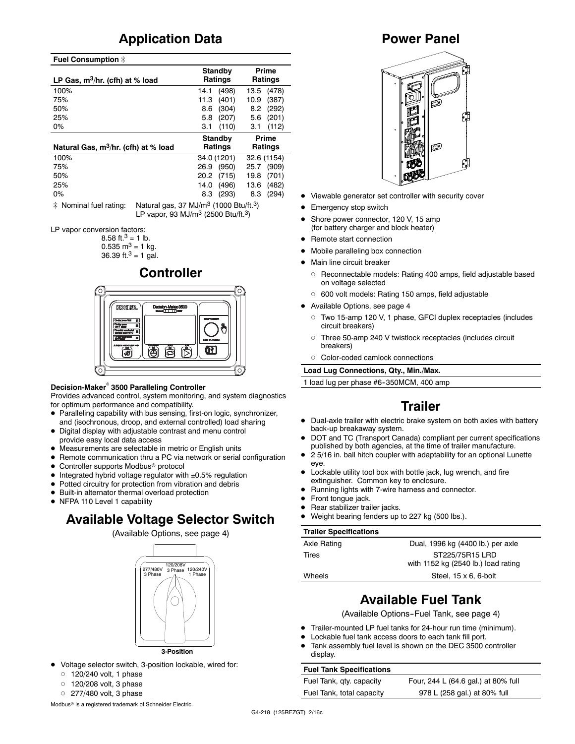## Application Data

| Fuel Consumption ‡ | | |
|---|---|---|
| LP Gas, $m^3$/hr. (cfh) at % load | Standby Ratings | Prime Ratings |
| 100% | 14.1 (498) | 13.5 (478) |
| 75% | 11.3 (401) | 10.9 (387) |
| 50% | 8.6 (304) | 8.2 (292) |
| 25% | 5.8 (207) | 5.6 (201) |
| 0% | 3.1 (110) | 3.1 (112) |
| Natural Gas, $m^3$/hr. (cfh) at % load | Standby Ratings | Prime Ratings |
| 100% | 34.0 (1201) | 32.6 (1154) |
| 75% | 26.9 (950) | 25.7 (909) |
| 50% | 20.2 (715) | 19.8 (701) |
| 25% | 14.0 (496) | 13.6 (482) |
| 0% | 8.3 (293) | 8.3 (294) |

‡ Nominal fuel rating: Natural gas, 37 MJ/$m^3$ (1000 Btu/$ft.^3$)
LP vapor, 93 MJ/$m^3$ (2500 Btu/$ft.^3$)

LP vapor conversion factors:
8.58 $ft.^3$ = 1 lb.
0.535 $m^3$ = 1 kg.
36.39 $ft.^3$ = 1 gal.

## Controller

**Decision-Maker® 3500 Paralleling Controller**

Provides advanced control, system monitoring, and system diagnostics for optimum performance and compatibility.

- Paralleling capability with bus sensing, first-on logic, synchronizer, and (isochronous, droop, and external controlled) load sharing
- Digital display with adjustable contrast and menu control provide easy local data access
- Measurements are selectable in metric or English units
- Remote communication thru a PC via network or serial configuration
- Controller supports Modbus® protocol
- Integrated hybrid voltage regulator with ±0.5% regulation
- Potted circuitry for protection from vibration and debris
- Built-in alternator thermal overload protection
- NFPA 110 Level 1 capability

## Available Voltage Selector Switch

(Available Options, see page 4)

277/480V 3 Phase | 120/208V 3 Phase | 120/240V 1 Phase

**3-Position**

- Voltage selector switch, 3-position lockable, wired for:
  - 120/240 volt, 1 phase
  - 120/208 volt, 3 phase
  - 277/480 volt, 3 phase

Modbus® is a registered trademark of Schneider Electric.

## Power Panel

- Viewable generator set controller with security cover
- Emergency stop switch
- Shore power connector, 120 V, 15 amp (for battery charger and block heater)
- Remote start connection
- Mobile paralleling box connection
- Main line circuit breaker
  - Reconnectable models: Rating 400 amps, field adjustable based on voltage selected
  - 600 volt models: Rating 150 amps, field adjustable
- Available Options, see page 4
  - Two 15-amp 120 V, 1 phase, GFCI duplex receptacles (includes circuit breakers)
  - Three 50-amp 240 V twistlock receptacles (includes circuit breakers)
  - Color-coded camlock connections

| Load Lug Connections, Qty., Min./Max. |
|---|
| 1 load lug per phase #6-350MCM, 400 amp |

## Trailer

- Dual-axle trailer with electric brake system on both axles with battery back-up breakaway system.
- DOT and TC (Transport Canada) compliant per current specifications published by both agencies, at the time of trailer manufacture.
- 2 5/16 in. ball hitch coupler with adaptability for an optional Lunette eye.
- Lockable utility tool box with bottle jack, lug wrench, and fire extinguisher. Common key to enclosure.
- Running lights with 7-wire harness and connector.
- Front tongue jack.
- Rear stabilizer trailer jacks.
- Weight bearing fenders up to 227 kg (500 lbs.).

| Trailer Specifications | |
|---|---|
| Axle Rating | Dual, 1996 kg (4400 lb.) per axle |
| Tires | ST225/75R15 LRD with 1152 kg (2540 lb.) load rating |
| Wheels | Steel, 15 x 6, 6-bolt |

## Available Fuel Tank

(Available Options-Fuel Tank, see page 4)

- Trailer-mounted LP fuel tanks for 24-hour run time (minimum).
- Lockable fuel tank access doors to each tank fill port.
- Tank assembly fuel level is shown on the DEC 3500 controller display.

| Fuel Tank Specifications | |
|---|---|
| Fuel Tank, qty. capacity | Four, 244 L (64.6 gal.) at 80% full |
| Fuel Tank, total capacity | 978 L (258 gal.) at 80% full |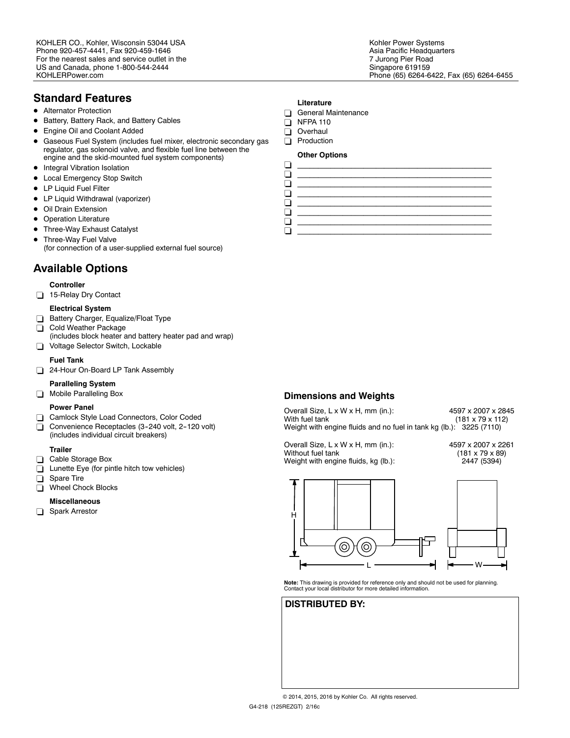KOHLER CO., Kohler, Wisconsin 53044 USA
Phone 920-457-4441, Fax 920-459-1646
For the nearest sales and service outlet in the US and Canada, phone 1-800-544-2444
KOHLERPower.com

Kohler Power Systems
Asia Pacific Headquarters
7 Jurong Pier Road
Singapore 619159
Phone (65) 6264-6422, Fax (65) 6264-6455

## Standard Features

- Alternator Protection
- Battery, Battery Rack, and Battery Cables
- Engine Oil and Coolant Added
- Gaseous Fuel System (includes fuel mixer, electronic secondary gas regulator, gas solenoid valve, and flexible fuel line between the engine and the skid-mounted fuel system components)
- Integral Vibration Isolation
- Local Emergency Stop Switch
- LP Liquid Fuel Filter
- LP Liquid Withdrawal (vaporizer)
- Oil Drain Extension
- Operation Literature
- Three-Way Exhaust Catalyst
- Three-Way Fuel Valve (for connection of a user-supplied external fuel source)

## Available Options

**Controller**

- ❑ 15-Relay Dry Contact

**Electrical System**

- ❑ Battery Charger, Equalize/Float Type
- ❑ Cold Weather Package (includes block heater and battery heater pad and wrap)
- ❑ Voltage Selector Switch, Lockable

**Fuel Tank**

- ❑ 24-Hour On-Board LP Tank Assembly

**Paralleling System**

- ❑ Mobile Paralleling Box

**Power Panel**

- ❑ Camlock Style Load Connectors, Color Coded
- ❑ Convenience Receptacles (3-240 volt, 2-120 volt) (includes individual circuit breakers)

**Trailer**

- ❑ Cable Storage Box
- ❑ Lunette Eye (for pintle hitch tow vehicles)
- ❑ Spare Tire
- ❑ Wheel Chock Blocks

**Miscellaneous**

- ❑ Spark Arrestor

**Literature**

- ❑ General Maintenance
- ❑ NFPA 110
- ❑ Overhaul
- ❑ Production

**Other Options**

- ❑ ______________________________
- ❑ ______________________________
- ❑ ______________________________
- ❑ ______________________________
- ❑ ______________________________
- ❑ ______________________________
- ❑ ______________________________
- ❑ ______________________________

## Dimensions and Weights

Overall Size, L x W x H, mm (in.): With fuel tank — 4597 x 2007 x 2845 (181 x 79 x 112)
Weight with engine fluids and no fuel in tank kg (lb.): 3225 (7110)

Overall Size, L x W x H, mm (in.): Without fuel tank — 4597 x 2007 x 2261 (181 x 79 x 89)
Weight with engine fluids, kg (lb.): 2447 (5394)

H
L
W

**Note:** This drawing is provided for reference only and should not be used for planning. Contact your local distributor for more detailed information.

**DISTRIBUTED BY:**

© 2014, 2015, 2016 by Kohler Co. All rights reserved.

G4-218 (125REZGT) 2/16c